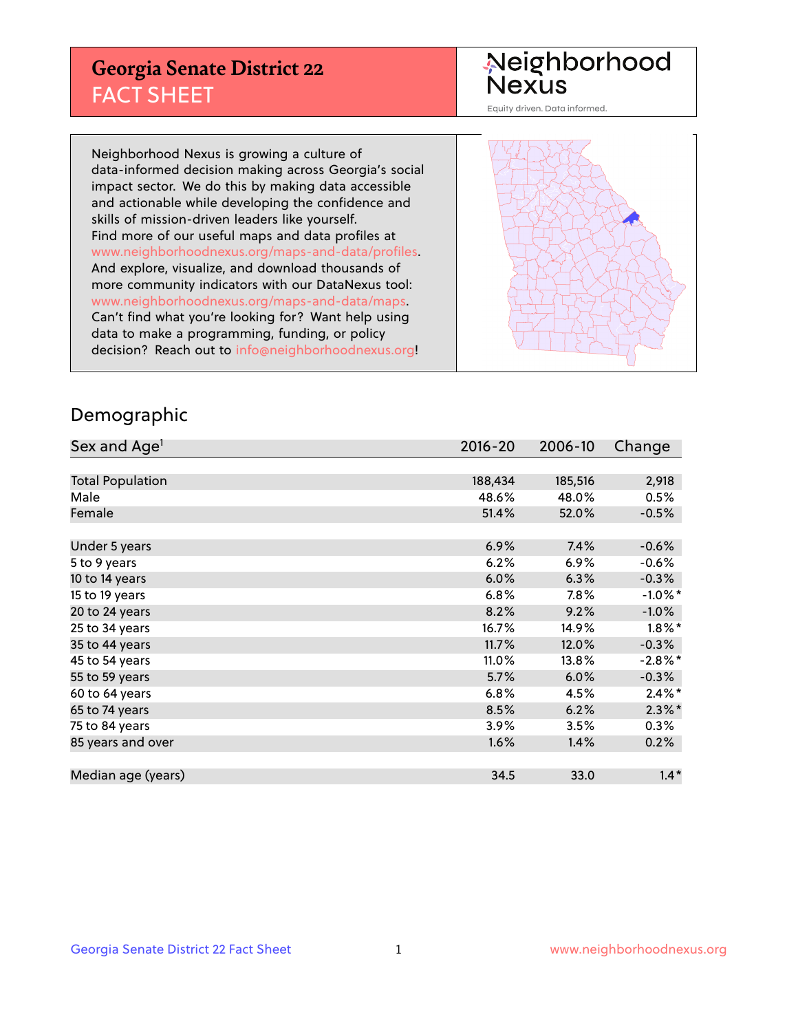# Georgia Senate District 22
## FACT SHEET

Neighborhood Nexus
Equity driven. Data informed.

Neighborhood Nexus is growing a culture of data-informed decision making across Georgia's social impact sector. We do this by making data accessible and actionable while developing the confidence and skills of mission-driven leaders like yourself. Find more of our useful maps and data profiles at www.neighborhoodnexus.org/maps-and-data/profiles. And explore, visualize, and download thousands of more community indicators with our DataNexus tool: www.neighborhoodnexus.org/maps-and-data/maps. Can't find what you're looking for? Want help using data to make a programming, funding, or policy decision? Reach out to info@neighborhoodnexus.org!

## Demographic

| Sex and Age[1] | 2016-20 | 2006-10 | Change |
|---|---|---|---|
| Total Population | 188,434 | 185,516 | 2,918 |
| Male | 48.6% | 48.0% | 0.5% |
| Female | 51.4% | 52.0% | -0.5% |
| | | | |
| Under 5 years | 6.9% | 7.4% | -0.6% |
| 5 to 9 years | 6.2% | 6.9% | -0.6% |
| 10 to 14 years | 6.0% | 6.3% | -0.3% |
| 15 to 19 years | 6.8% | 7.8% | -1.0%* |
| 20 to 24 years | 8.2% | 9.2% | -1.0% |
| 25 to 34 years | 16.7% | 14.9% | 1.8%* |
| 35 to 44 years | 11.7% | 12.0% | -0.3% |
| 45 to 54 years | 11.0% | 13.8% | -2.8%* |
| 55 to 59 years | 5.7% | 6.0% | -0.3% |
| 60 to 64 years | 6.8% | 4.5% | 2.4%* |
| 65 to 74 years | 8.5% | 6.2% | 2.3%* |
| 75 to 84 years | 3.9% | 3.5% | 0.3% |
| 85 years and over | 1.6% | 1.4% | 0.2% |
| | | | |
| Median age (years) | 34.5 | 33.0 | 1.4* |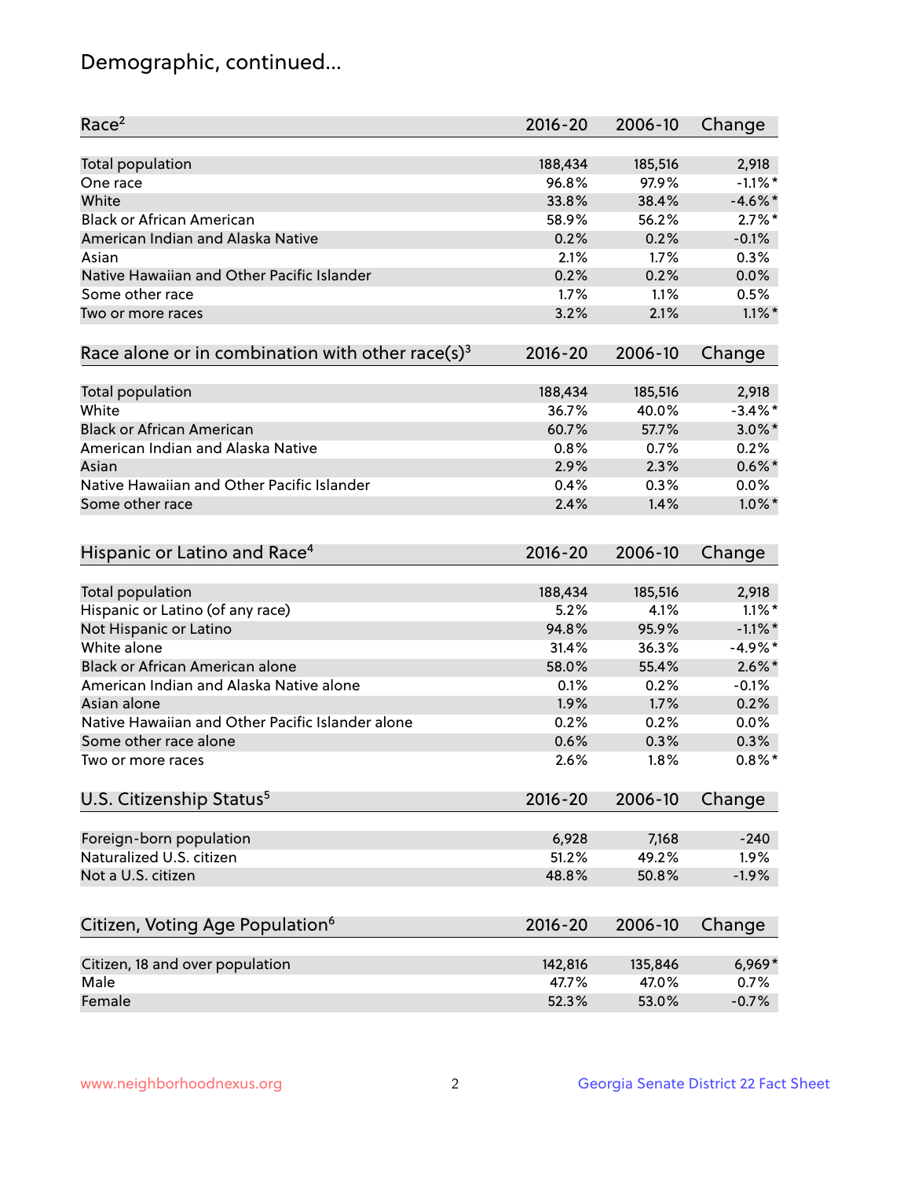# Demographic, continued...

| Race[2] | 2016-20 | 2006-10 | Change |
|---|---|---|---|
| Total population | 188,434 | 185,516 | 2,918 |
| One race | 96.8% | 97.9% | -1.1%* |
| White | 33.8% | 38.4% | -4.6%* |
| Black or African American | 58.9% | 56.2% | 2.7%* |
| American Indian and Alaska Native | 0.2% | 0.2% | -0.1% |
| Asian | 2.1% | 1.7% | 0.3% |
| Native Hawaiian and Other Pacific Islander | 0.2% | 0.2% | 0.0% |
| Some other race | 1.7% | 1.1% | 0.5% |
| Two or more races | 3.2% | 2.1% | 1.1%* |

| Race alone or in combination with other race(s)[3] | 2016-20 | 2006-10 | Change |
|---|---|---|---|
| Total population | 188,434 | 185,516 | 2,918 |
| White | 36.7% | 40.0% | -3.4%* |
| Black or African American | 60.7% | 57.7% | 3.0%* |
| American Indian and Alaska Native | 0.8% | 0.7% | 0.2% |
| Asian | 2.9% | 2.3% | 0.6%* |
| Native Hawaiian and Other Pacific Islander | 0.4% | 0.3% | 0.0% |
| Some other race | 2.4% | 1.4% | 1.0%* |

| Hispanic or Latino and Race[4] | 2016-20 | 2006-10 | Change |
|---|---|---|---|
| Total population | 188,434 | 185,516 | 2,918 |
| Hispanic or Latino (of any race) | 5.2% | 4.1% | 1.1%* |
| Not Hispanic or Latino | 94.8% | 95.9% | -1.1%* |
| White alone | 31.4% | 36.3% | -4.9%* |
| Black or African American alone | 58.0% | 55.4% | 2.6%* |
| American Indian and Alaska Native alone | 0.1% | 0.2% | -0.1% |
| Asian alone | 1.9% | 1.7% | 0.2% |
| Native Hawaiian and Other Pacific Islander alone | 0.2% | 0.2% | 0.0% |
| Some other race alone | 0.6% | 0.3% | 0.3% |
| Two or more races | 2.6% | 1.8% | 0.8%* |

| U.S. Citizenship Status[5] | 2016-20 | 2006-10 | Change |
|---|---|---|---|
| Foreign-born population | 6,928 | 7,168 | -240 |
| Naturalized U.S. citizen | 51.2% | 49.2% | 1.9% |
| Not a U.S. citizen | 48.8% | 50.8% | -1.9% |

| Citizen, Voting Age Population[6] | 2016-20 | 2006-10 | Change |
|---|---|---|---|
| Citizen, 18 and over population | 142,816 | 135,846 | 6,969* |
| Male | 47.7% | 47.0% | 0.7% |
| Female | 52.3% | 53.0% | -0.7% |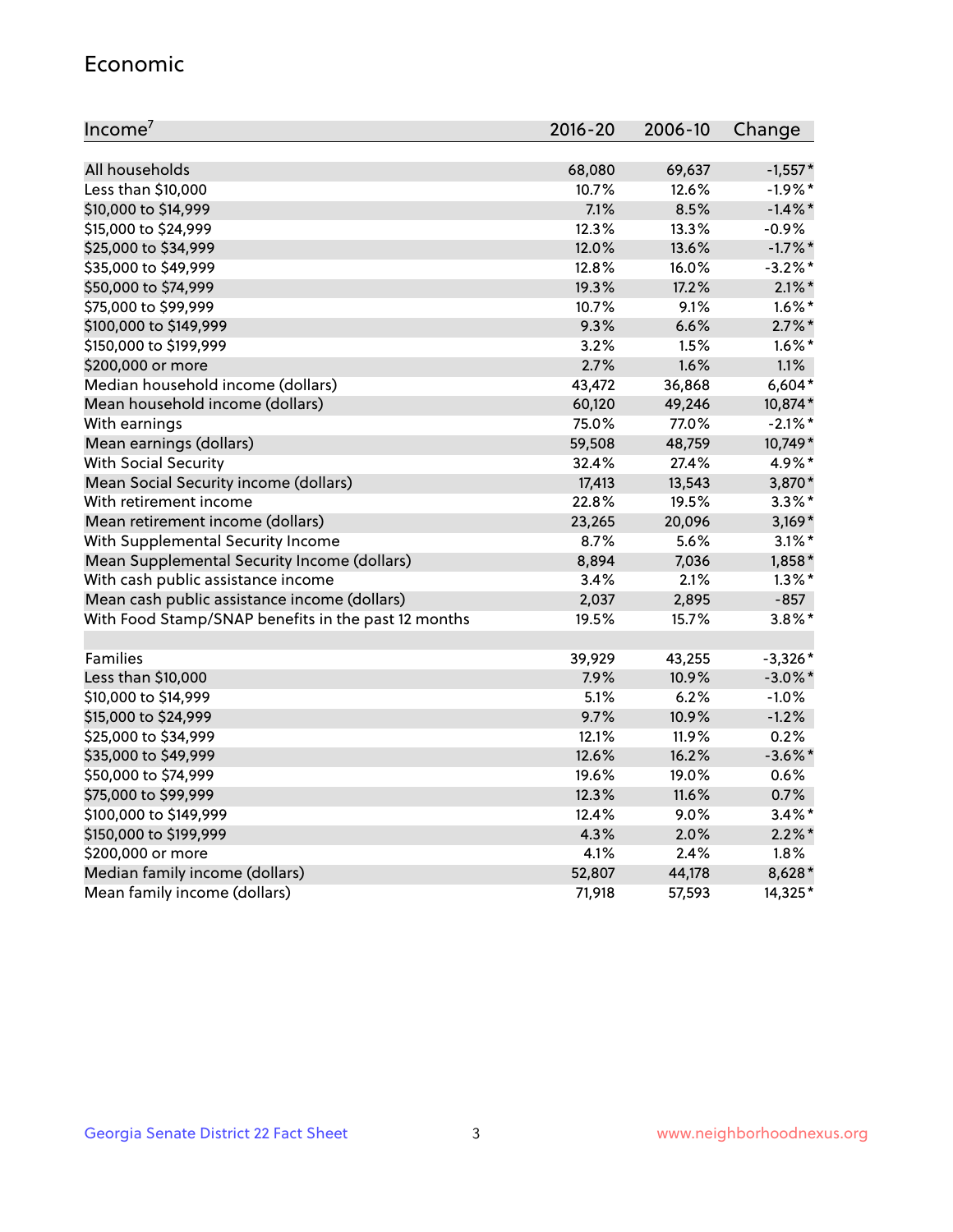## Economic

| Income[7] | 2016-20 | 2006-10 | Change |
|---|---|---|---|
| All households | 68,080 | 69,637 | -1,557* |
| Less than $10,000 | 10.7% | 12.6% | -1.9%* |
| $10,000 to $14,999 | 7.1% | 8.5% | -1.4%* |
| $15,000 to $24,999 | 12.3% | 13.3% | -0.9% |
| $25,000 to $34,999 | 12.0% | 13.6% | -1.7%* |
| $35,000 to $49,999 | 12.8% | 16.0% | -3.2%* |
| $50,000 to $74,999 | 19.3% | 17.2% | 2.1%* |
| $75,000 to $99,999 | 10.7% | 9.1% | 1.6%* |
| $100,000 to $149,999 | 9.3% | 6.6% | 2.7%* |
| $150,000 to $199,999 | 3.2% | 1.5% | 1.6%* |
| $200,000 or more | 2.7% | 1.6% | 1.1% |
| Median household income (dollars) | 43,472 | 36,868 | 6,604* |
| Mean household income (dollars) | 60,120 | 49,246 | 10,874* |
| With earnings | 75.0% | 77.0% | -2.1%* |
| Mean earnings (dollars) | 59,508 | 48,759 | 10,749* |
| With Social Security | 32.4% | 27.4% | 4.9%* |
| Mean Social Security income (dollars) | 17,413 | 13,543 | 3,870* |
| With retirement income | 22.8% | 19.5% | 3.3%* |
| Mean retirement income (dollars) | 23,265 | 20,096 | 3,169* |
| With Supplemental Security Income | 8.7% | 5.6% | 3.1%* |
| Mean Supplemental Security Income (dollars) | 8,894 | 7,036 | 1,858* |
| With cash public assistance income | 3.4% | 2.1% | 1.3%* |
| Mean cash public assistance income (dollars) | 2,037 | 2,895 | -857 |
| With Food Stamp/SNAP benefits in the past 12 months | 19.5% | 15.7% | 3.8%* |
| | | | |
| Families | 39,929 | 43,255 | -3,326* |
| Less than $10,000 | 7.9% | 10.9% | -3.0%* |
| $10,000 to $14,999 | 5.1% | 6.2% | -1.0% |
| $15,000 to $24,999 | 9.7% | 10.9% | -1.2% |
| $25,000 to $34,999 | 12.1% | 11.9% | 0.2% |
| $35,000 to $49,999 | 12.6% | 16.2% | -3.6%* |
| $50,000 to $74,999 | 19.6% | 19.0% | 0.6% |
| $75,000 to $99,999 | 12.3% | 11.6% | 0.7% |
| $100,000 to $149,999 | 12.4% | 9.0% | 3.4%* |
| $150,000 to $199,999 | 4.3% | 2.0% | 2.2%* |
| $200,000 or more | 4.1% | 2.4% | 1.8% |
| Median family income (dollars) | 52,807 | 44,178 | 8,628* |
| Mean family income (dollars) | 71,918 | 57,593 | 14,325* |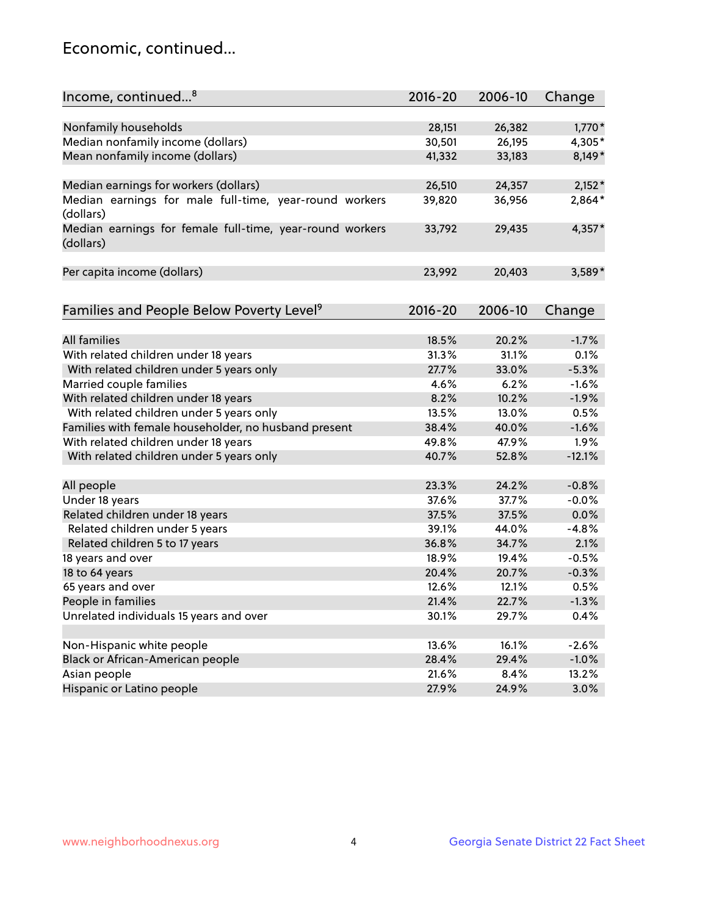# Economic, continued...

| Income, continued...[8] | 2016-20 | 2006-10 | Change |
|---|---|---|---|
| Nonfamily households | 28,151 | 26,382 | 1,770* |
| Median nonfamily income (dollars) | 30,501 | 26,195 | 4,305* |
| Mean nonfamily income (dollars) | 41,332 | 33,183 | 8,149* |
| Median earnings for workers (dollars) | 26,510 | 24,357 | 2,152* |
| Median earnings for male full-time, year-round workers (dollars) | 39,820 | 36,956 | 2,864* |
| Median earnings for female full-time, year-round workers (dollars) | 33,792 | 29,435 | 4,357* |
| Per capita income (dollars) | 23,992 | 20,403 | 3,589* |

| Families and People Below Poverty Level[9] | 2016-20 | 2006-10 | Change |
|---|---|---|---|
| All families | 18.5% | 20.2% | -1.7% |
| With related children under 18 years | 31.3% | 31.1% | 0.1% |
| With related children under 5 years only | 27.7% | 33.0% | -5.3% |
| Married couple families | 4.6% | 6.2% | -1.6% |
| With related children under 18 years | 8.2% | 10.2% | -1.9% |
| With related children under 5 years only | 13.5% | 13.0% | 0.5% |
| Families with female householder, no husband present | 38.4% | 40.0% | -1.6% |
| With related children under 18 years | 49.8% | 47.9% | 1.9% |
| With related children under 5 years only | 40.7% | 52.8% | -12.1% |
| All people | 23.3% | 24.2% | -0.8% |
| Under 18 years | 37.6% | 37.7% | -0.0% |
| Related children under 18 years | 37.5% | 37.5% | 0.0% |
| Related children under 5 years | 39.1% | 44.0% | -4.8% |
| Related children 5 to 17 years | 36.8% | 34.7% | 2.1% |
| 18 years and over | 18.9% | 19.4% | -0.5% |
| 18 to 64 years | 20.4% | 20.7% | -0.3% |
| 65 years and over | 12.6% | 12.1% | 0.5% |
| People in families | 21.4% | 22.7% | -1.3% |
| Unrelated individuals 15 years and over | 30.1% | 29.7% | 0.4% |
| Non-Hispanic white people | 13.6% | 16.1% | -2.6% |
| Black or African-American people | 28.4% | 29.4% | -1.0% |
| Asian people | 21.6% | 8.4% | 13.2% |
| Hispanic or Latino people | 27.9% | 24.9% | 3.0% |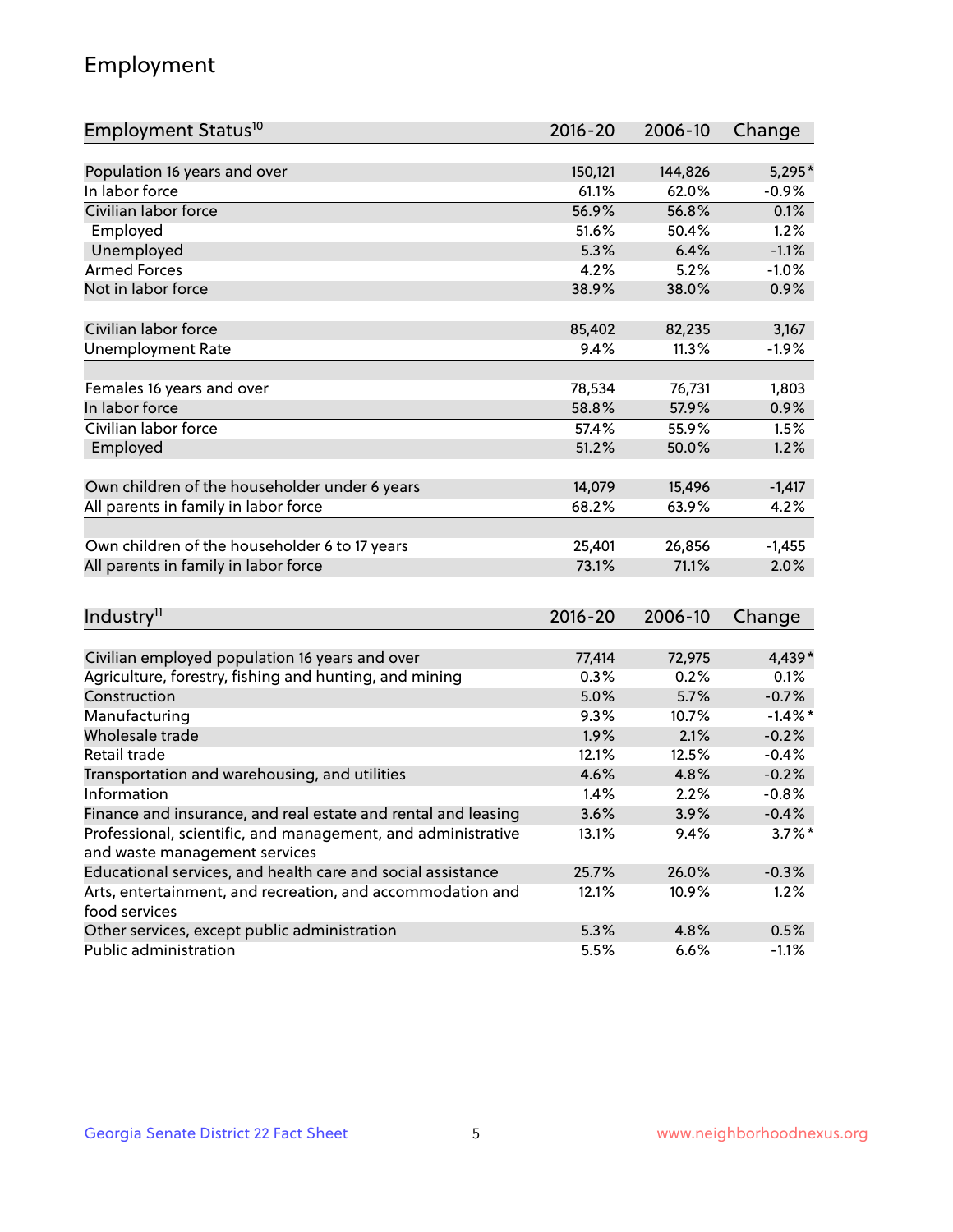## Employment

| Employment Status[10] | 2016-20 | 2006-10 | Change |
|---|---|---|---|
| Population 16 years and over | 150,121 | 144,826 | 5,295* |
| In labor force | 61.1% | 62.0% | -0.9% |
| Civilian labor force | 56.9% | 56.8% | 0.1% |
| Employed | 51.6% | 50.4% | 1.2% |
| Unemployed | 5.3% | 6.4% | -1.1% |
| Armed Forces | 4.2% | 5.2% | -1.0% |
| Not in labor force | 38.9% | 38.0% | 0.9% |
| | | | |
| Civilian labor force | 85,402 | 82,235 | 3,167 |
| Unemployment Rate | 9.4% | 11.3% | -1.9% |
| | | | |
| Females 16 years and over | 78,534 | 76,731 | 1,803 |
| In labor force | 58.8% | 57.9% | 0.9% |
| Civilian labor force | 57.4% | 55.9% | 1.5% |
| Employed | 51.2% | 50.0% | 1.2% |
| | | | |
| Own children of the householder under 6 years | 14,079 | 15,496 | -1,417 |
| All parents in family in labor force | 68.2% | 63.9% | 4.2% |
| | | | |
| Own children of the householder 6 to 17 years | 25,401 | 26,856 | -1,455 |
| All parents in family in labor force | 73.1% | 71.1% | 2.0% |

| Industry[11] | 2016-20 | 2006-10 | Change |
|---|---|---|---|
| Civilian employed population 16 years and over | 77,414 | 72,975 | 4,439* |
| Agriculture, forestry, fishing and hunting, and mining | 0.3% | 0.2% | 0.1% |
| Construction | 5.0% | 5.7% | -0.7% |
| Manufacturing | 9.3% | 10.7% | -1.4%* |
| Wholesale trade | 1.9% | 2.1% | -0.2% |
| Retail trade | 12.1% | 12.5% | -0.4% |
| Transportation and warehousing, and utilities | 4.6% | 4.8% | -0.2% |
| Information | 1.4% | 2.2% | -0.8% |
| Finance and insurance, and real estate and rental and leasing | 3.6% | 3.9% | -0.4% |
| Professional, scientific, and management, and administrative and waste management services | 13.1% | 9.4% | 3.7%* |
| Educational services, and health care and social assistance | 25.7% | 26.0% | -0.3% |
| Arts, entertainment, and recreation, and accommodation and food services | 12.1% | 10.9% | 1.2% |
| Other services, except public administration | 5.3% | 4.8% | 0.5% |
| Public administration | 5.5% | 6.6% | -1.1% |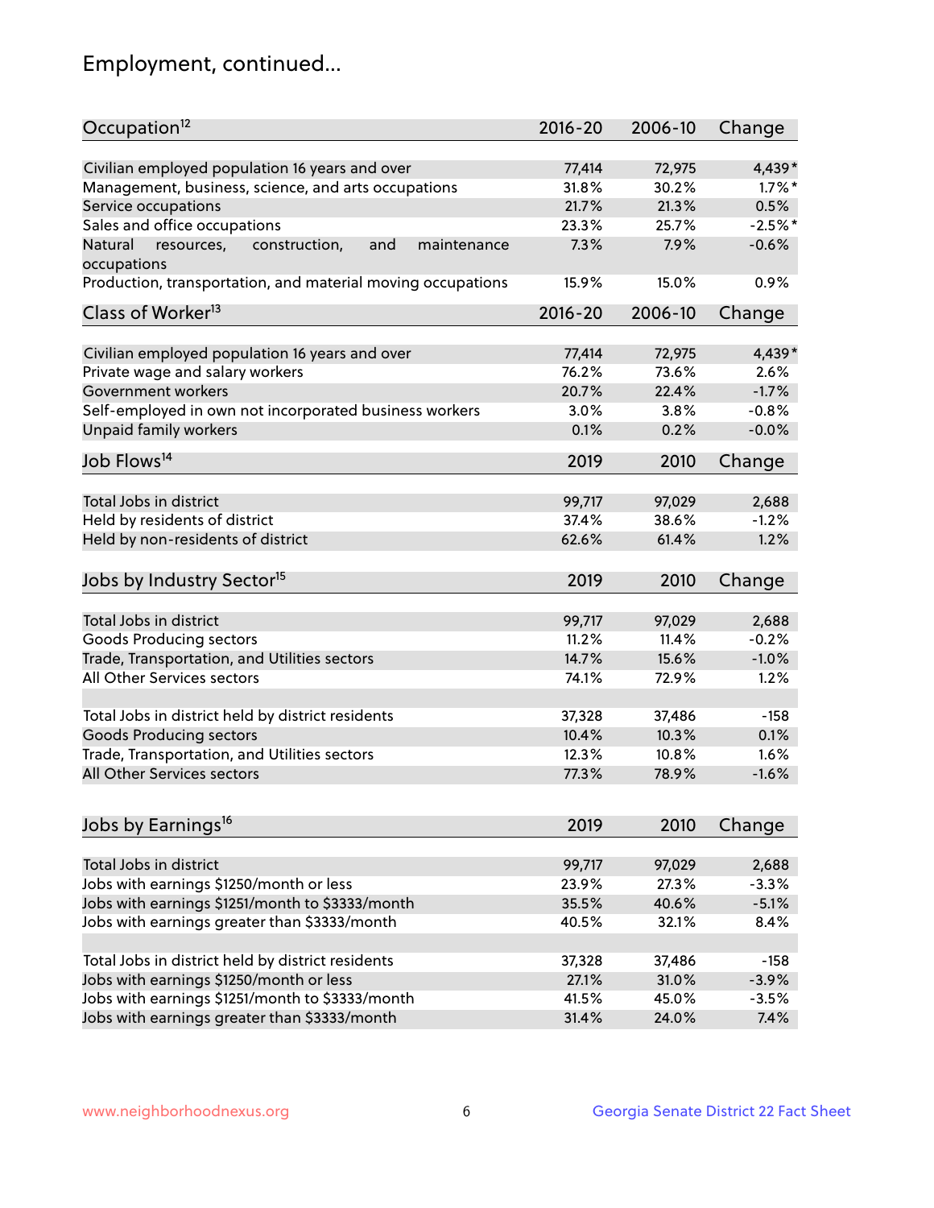## Employment, continued...

| Occupation[12] | 2016-20 | 2006-10 | Change |
|---|---|---|---|
| Civilian employed population 16 years and over | 77,414 | 72,975 | 4,439* |
| Management, business, science, and arts occupations | 31.8% | 30.2% | 1.7%* |
| Service occupations | 21.7% | 21.3% | 0.5% |
| Sales and office occupations | 23.3% | 25.7% | -2.5%* |
| Natural resources, construction, and maintenance occupations | 7.3% | 7.9% | -0.6% |
| Production, transportation, and material moving occupations | 15.9% | 15.0% | 0.9% |

| Class of Worker[13] | 2016-20 | 2006-10 | Change |
|---|---|---|---|
| Civilian employed population 16 years and over | 77,414 | 72,975 | 4,439* |
| Private wage and salary workers | 76.2% | 73.6% | 2.6% |
| Government workers | 20.7% | 22.4% | -1.7% |
| Self-employed in own not incorporated business workers | 3.0% | 3.8% | -0.8% |
| Unpaid family workers | 0.1% | 0.2% | -0.0% |

| Job Flows[14] | 2019 | 2010 | Change |
|---|---|---|---|
| Total Jobs in district | 99,717 | 97,029 | 2,688 |
| Held by residents of district | 37.4% | 38.6% | -1.2% |
| Held by non-residents of district | 62.6% | 61.4% | 1.2% |

| Jobs by Industry Sector[15] | 2019 | 2010 | Change |
|---|---|---|---|
| Total Jobs in district | 99,717 | 97,029 | 2,688 |
| Goods Producing sectors | 11.2% | 11.4% | -0.2% |
| Trade, Transportation, and Utilities sectors | 14.7% | 15.6% | -1.0% |
| All Other Services sectors | 74.1% | 72.9% | 1.2% |
| | | | |
| Total Jobs in district held by district residents | 37,328 | 37,486 | -158 |
| Goods Producing sectors | 10.4% | 10.3% | 0.1% |
| Trade, Transportation, and Utilities sectors | 12.3% | 10.8% | 1.6% |
| All Other Services sectors | 77.3% | 78.9% | -1.6% |

| Jobs by Earnings[16] | 2019 | 2010 | Change |
|---|---|---|---|
| Total Jobs in district | 99,717 | 97,029 | 2,688 |
| Jobs with earnings $1250/month or less | 23.9% | 27.3% | -3.3% |
| Jobs with earnings $1251/month to $3333/month | 35.5% | 40.6% | -5.1% |
| Jobs with earnings greater than $3333/month | 40.5% | 32.1% | 8.4% |
| | | | |
| Total Jobs in district held by district residents | 37,328 | 37,486 | -158 |
| Jobs with earnings $1250/month or less | 27.1% | 31.0% | -3.9% |
| Jobs with earnings $1251/month to $3333/month | 41.5% | 45.0% | -3.5% |
| Jobs with earnings greater than $3333/month | 31.4% | 24.0% | 7.4% |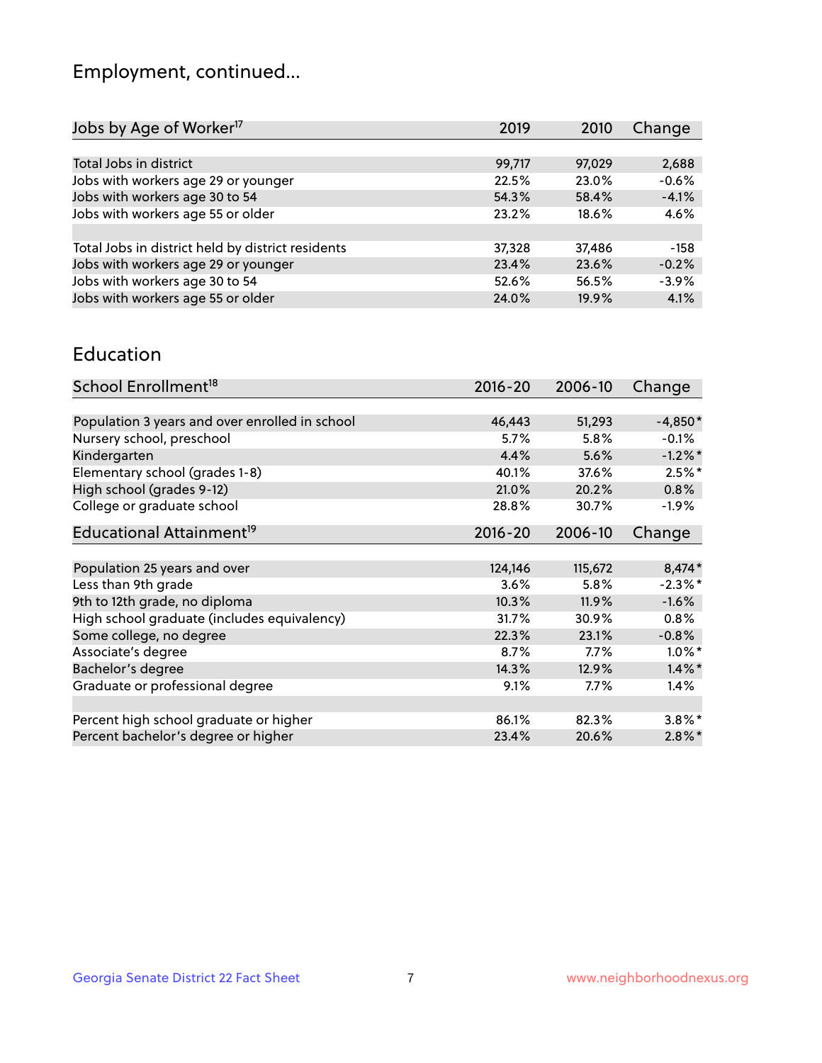# Employment, continued...

| Jobs by Age of Worker[17] | 2019 | 2010 | Change |
|---|---|---|---|
| Total Jobs in district | 99,717 | 97,029 | 2,688 |
| Jobs with workers age 29 or younger | 22.5% | 23.0% | -0.6% |
| Jobs with workers age 30 to 54 | 54.3% | 58.4% | -4.1% |
| Jobs with workers age 55 or older | 23.2% | 18.6% | 4.6% |
| | | | |
| Total Jobs in district held by district residents | 37,328 | 37,486 | -158 |
| Jobs with workers age 29 or younger | 23.4% | 23.6% | -0.2% |
| Jobs with workers age 30 to 54 | 52.6% | 56.5% | -3.9% |
| Jobs with workers age 55 or older | 24.0% | 19.9% | 4.1% |

# Education

| School Enrollment[18] | 2016-20 | 2006-10 | Change |
|---|---|---|---|
| Population 3 years and over enrolled in school | 46,443 | 51,293 | -4,850* |
| Nursery school, preschool | 5.7% | 5.8% | -0.1% |
| Kindergarten | 4.4% | 5.6% | -1.2%* |
| Elementary school (grades 1-8) | 40.1% | 37.6% | 2.5%* |
| High school (grades 9-12) | 21.0% | 20.2% | 0.8% |
| College or graduate school | 28.8% | 30.7% | -1.9% |

| Educational Attainment[19] | 2016-20 | 2006-10 | Change |
|---|---|---|---|
| Population 25 years and over | 124,146 | 115,672 | 8,474* |
| Less than 9th grade | 3.6% | 5.8% | -2.3%* |
| 9th to 12th grade, no diploma | 10.3% | 11.9% | -1.6% |
| High school graduate (includes equivalency) | 31.7% | 30.9% | 0.8% |
| Some college, no degree | 22.3% | 23.1% | -0.8% |
| Associate's degree | 8.7% | 7.7% | 1.0%* |
| Bachelor's degree | 14.3% | 12.9% | 1.4%* |
| Graduate or professional degree | 9.1% | 7.7% | 1.4% |
| | | | |
| Percent high school graduate or higher | 86.1% | 82.3% | 3.8%* |
| Percent bachelor's degree or higher | 23.4% | 20.6% | 2.8%* |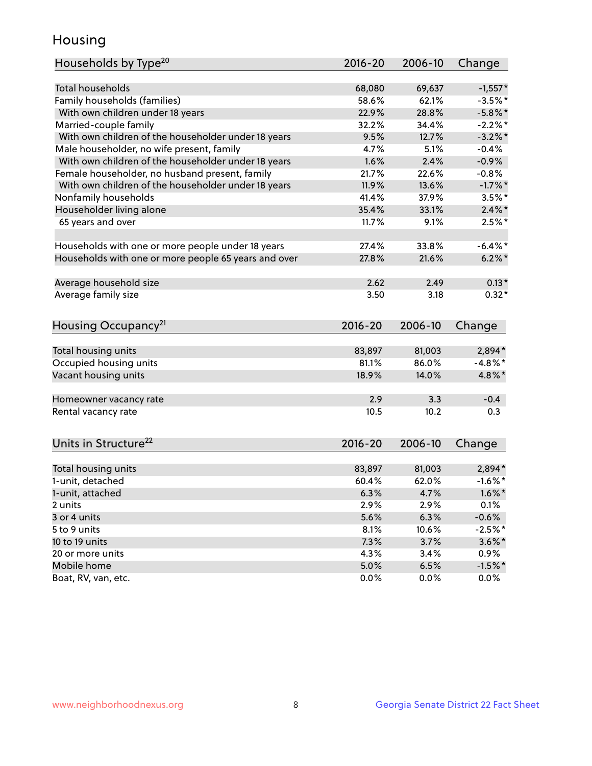# Housing

| Households by Type[20] | 2016-20 | 2006-10 | Change |
|---|---|---|---|
| Total households | 68,080 | 69,637 | -1,557* |
| Family households (families) | 58.6% | 62.1% | -3.5%* |
| With own children under 18 years | 22.9% | 28.8% | -5.8%* |
| Married-couple family | 32.2% | 34.4% | -2.2%* |
| With own children of the householder under 18 years | 9.5% | 12.7% | -3.2%* |
| Male householder, no wife present, family | 4.7% | 5.1% | -0.4% |
| With own children of the householder under 18 years | 1.6% | 2.4% | -0.9% |
| Female householder, no husband present, family | 21.7% | 22.6% | -0.8% |
| With own children of the householder under 18 years | 11.9% | 13.6% | -1.7%* |
| Nonfamily households | 41.4% | 37.9% | 3.5%* |
| Householder living alone | 35.4% | 33.1% | 2.4%* |
| 65 years and over | 11.7% | 9.1% | 2.5%* |
| | | | |
| Households with one or more people under 18 years | 27.4% | 33.8% | -6.4%* |
| Households with one or more people 65 years and over | 27.8% | 21.6% | 6.2%* |
| | | | |
| Average household size | 2.62 | 2.49 | 0.13* |
| Average family size | 3.50 | 3.18 | 0.32* |

| Housing Occupancy[21] | 2016-20 | 2006-10 | Change |
|---|---|---|---|
| Total housing units | 83,897 | 81,003 | 2,894* |
| Occupied housing units | 81.1% | 86.0% | -4.8%* |
| Vacant housing units | 18.9% | 14.0% | 4.8%* |
| | | | |
| Homeowner vacancy rate | 2.9 | 3.3 | -0.4 |
| Rental vacancy rate | 10.5 | 10.2 | 0.3 |

| Units in Structure[22] | 2016-20 | 2006-10 | Change |
|---|---|---|---|
| Total housing units | 83,897 | 81,003 | 2,894* |
| 1-unit, detached | 60.4% | 62.0% | -1.6%* |
| 1-unit, attached | 6.3% | 4.7% | 1.6%* |
| 2 units | 2.9% | 2.9% | 0.1% |
| 3 or 4 units | 5.6% | 6.3% | -0.6% |
| 5 to 9 units | 8.1% | 10.6% | -2.5%* |
| 10 to 19 units | 7.3% | 3.7% | 3.6%* |
| 20 or more units | 4.3% | 3.4% | 0.9% |
| Mobile home | 5.0% | 6.5% | -1.5%* |
| Boat, RV, van, etc. | 0.0% | 0.0% | 0.0% |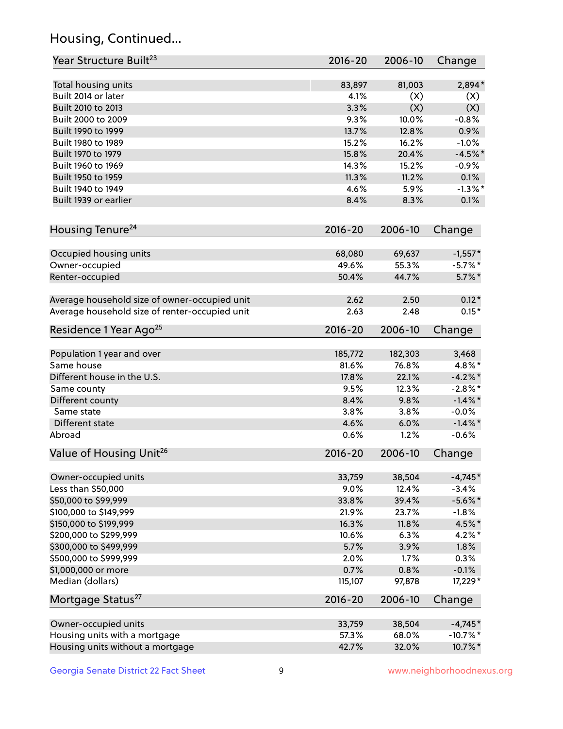## Housing, Continued...

| Year Structure Built[23] | 2016-20 | 2006-10 | Change |
|---|---|---|---|
| Total housing units | 83,897 | 81,003 | 2,894* |
| Built 2014 or later | 4.1% | (X) | (X) |
| Built 2010 to 2013 | 3.3% | (X) | (X) |
| Built 2000 to 2009 | 9.3% | 10.0% | -0.8% |
| Built 1990 to 1999 | 13.7% | 12.8% | 0.9% |
| Built 1980 to 1989 | 15.2% | 16.2% | -1.0% |
| Built 1970 to 1979 | 15.8% | 20.4% | -4.5%* |
| Built 1960 to 1969 | 14.3% | 15.2% | -0.9% |
| Built 1950 to 1959 | 11.3% | 11.2% | 0.1% |
| Built 1940 to 1949 | 4.6% | 5.9% | -1.3%* |
| Built 1939 or earlier | 8.4% | 8.3% | 0.1% |

| Housing Tenure[24] | 2016-20 | 2006-10 | Change |
|---|---|---|---|
| Occupied housing units | 68,080 | 69,637 | -1,557* |
| Owner-occupied | 49.6% | 55.3% | -5.7%* |
| Renter-occupied | 50.4% | 44.7% | 5.7%* |
| Average household size of owner-occupied unit | 2.62 | 2.50 | 0.12* |
| Average household size of renter-occupied unit | 2.63 | 2.48 | 0.15* |

| Residence 1 Year Ago[25] | 2016-20 | 2006-10 | Change |
|---|---|---|---|
| Population 1 year and over | 185,772 | 182,303 | 3,468 |
| Same house | 81.6% | 76.8% | 4.8%* |
| Different house in the U.S. | 17.8% | 22.1% | -4.2%* |
| Same county | 9.5% | 12.3% | -2.8%* |
| Different county | 8.4% | 9.8% | -1.4%* |
| Same state | 3.8% | 3.8% | -0.0% |
| Different state | 4.6% | 6.0% | -1.4%* |
| Abroad | 0.6% | 1.2% | -0.6% |

| Value of Housing Unit[26] | 2016-20 | 2006-10 | Change |
|---|---|---|---|
| Owner-occupied units | 33,759 | 38,504 | -4,745* |
| Less than $50,000 | 9.0% | 12.4% | -3.4% |
| $50,000 to $99,999 | 33.8% | 39.4% | -5.6%* |
| $100,000 to $149,999 | 21.9% | 23.7% | -1.8% |
| $150,000 to $199,999 | 16.3% | 11.8% | 4.5%* |
| $200,000 to $299,999 | 10.6% | 6.3% | 4.2%* |
| $300,000 to $499,999 | 5.7% | 3.9% | 1.8% |
| $500,000 to $999,999 | 2.0% | 1.7% | 0.3% |
| $1,000,000 or more | 0.7% | 0.8% | -0.1% |
| Median (dollars) | 115,107 | 97,878 | 17,229* |

| Mortgage Status[27] | 2016-20 | 2006-10 | Change |
|---|---|---|---|
| Owner-occupied units | 33,759 | 38,504 | -4,745* |
| Housing units with a mortgage | 57.3% | 68.0% | -10.7%* |
| Housing units without a mortgage | 42.7% | 32.0% | 10.7%* |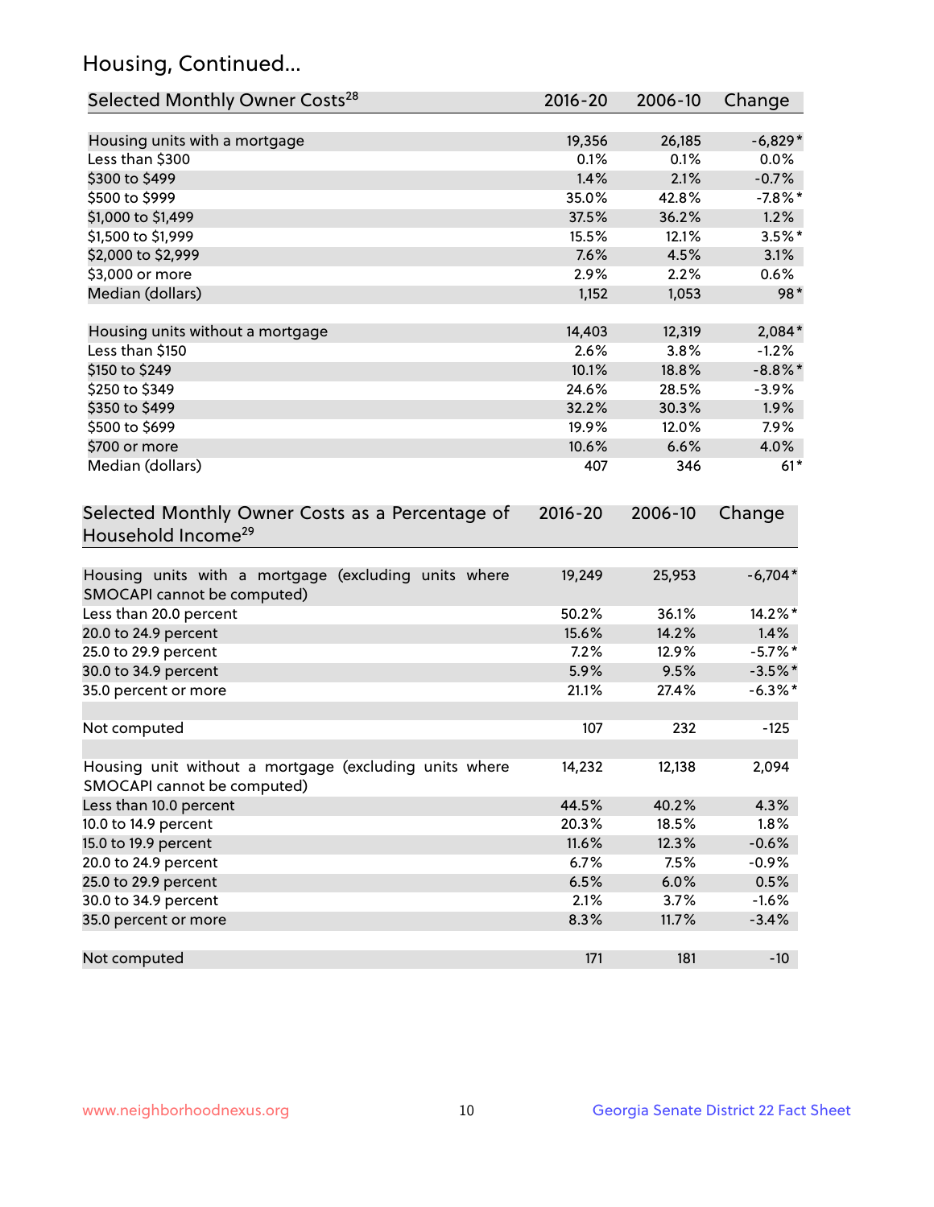## Housing, Continued...

| Selected Monthly Owner Costs[28] | 2016-20 | 2006-10 | Change |
|---|---|---|---|
| Housing units with a mortgage | 19,356 | 26,185 | -6,829* |
| Less than $300 | 0.1% | 0.1% | 0.0% |
| $300 to $499 | 1.4% | 2.1% | -0.7% |
| $500 to $999 | 35.0% | 42.8% | -7.8%* |
| $1,000 to $1,499 | 37.5% | 36.2% | 1.2% |
| $1,500 to $1,999 | 15.5% | 12.1% | 3.5%* |
| $2,000 to $2,999 | 7.6% | 4.5% | 3.1% |
| $3,000 or more | 2.9% | 2.2% | 0.6% |
| Median (dollars) | 1,152 | 1,053 | 98* |
| | | | |
| Housing units without a mortgage | 14,403 | 12,319 | 2,084* |
| Less than $150 | 2.6% | 3.8% | -1.2% |
| $150 to $249 | 10.1% | 18.8% | -8.8%* |
| $250 to $349 | 24.6% | 28.5% | -3.9% |
| $350 to $499 | 32.2% | 30.3% | 1.9% |
| $500 to $699 | 19.9% | 12.0% | 7.9% |
| $700 or more | 10.6% | 6.6% | 4.0% |
| Median (dollars) | 407 | 346 | 61* |

| Selected Monthly Owner Costs as a Percentage of Household Income[29] | 2016-20 | 2006-10 | Change |
|---|---|---|---|
| Housing units with a mortgage (excluding units where SMOCAPI cannot be computed) | 19,249 | 25,953 | -6,704* |
| Less than 20.0 percent | 50.2% | 36.1% | 14.2%* |
| 20.0 to 24.9 percent | 15.6% | 14.2% | 1.4% |
| 25.0 to 29.9 percent | 7.2% | 12.9% | -5.7%* |
| 30.0 to 34.9 percent | 5.9% | 9.5% | -3.5%* |
| 35.0 percent or more | 21.1% | 27.4% | -6.3%* |
| | | | |
| Not computed | 107 | 232 | -125 |
| | | | |
| Housing unit without a mortgage (excluding units where SMOCAPI cannot be computed) | 14,232 | 12,138 | 2,094 |
| Less than 10.0 percent | 44.5% | 40.2% | 4.3% |
| 10.0 to 14.9 percent | 20.3% | 18.5% | 1.8% |
| 15.0 to 19.9 percent | 11.6% | 12.3% | -0.6% |
| 20.0 to 24.9 percent | 6.7% | 7.5% | -0.9% |
| 25.0 to 29.9 percent | 6.5% | 6.0% | 0.5% |
| 30.0 to 34.9 percent | 2.1% | 3.7% | -1.6% |
| 35.0 percent or more | 8.3% | 11.7% | -3.4% |
| | | | |
| Not computed | 171 | 181 | -10 |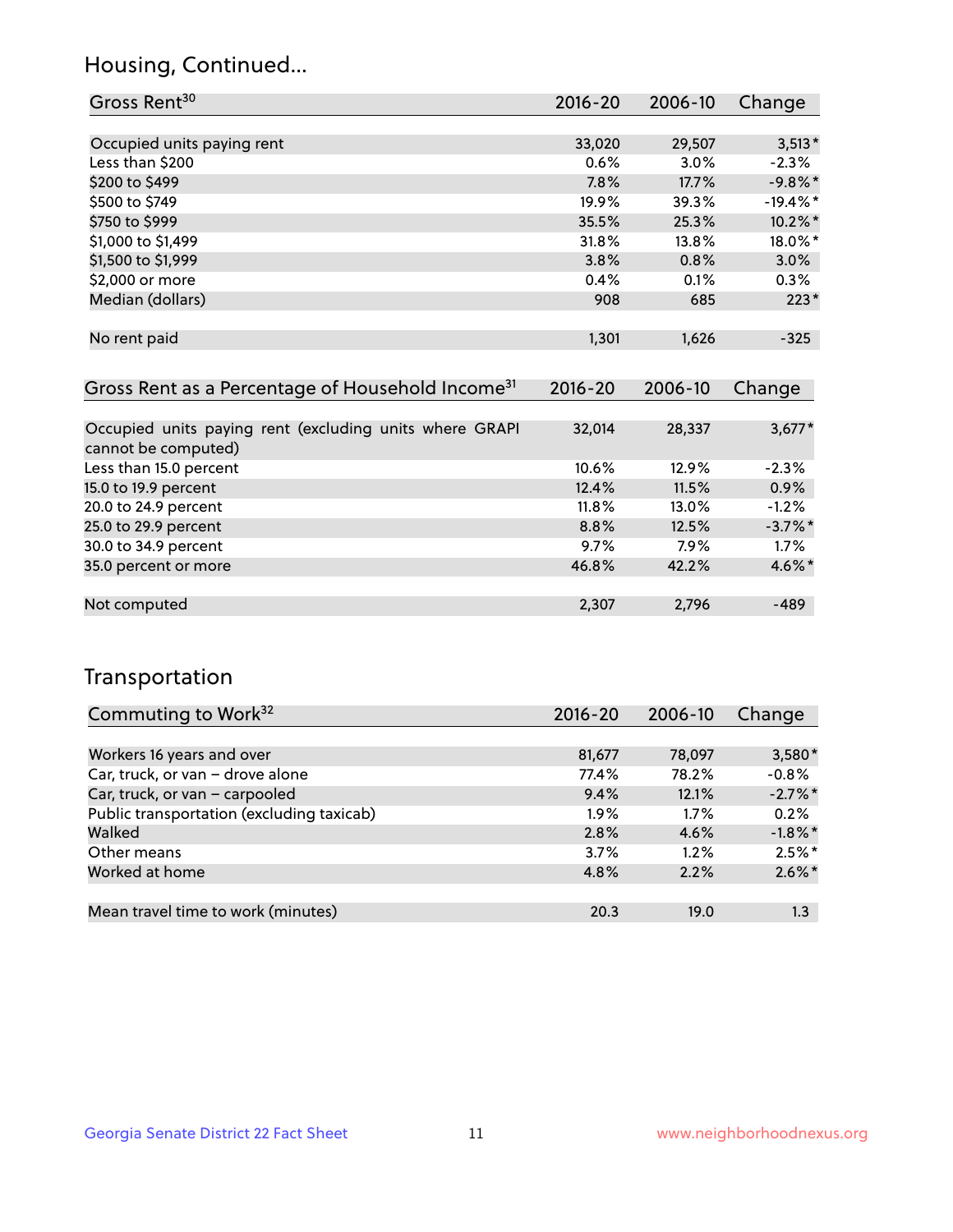## Housing, Continued...

| Gross Rent[30] | 2016-20 | 2006-10 | Change |
|---|---|---|---|
| Occupied units paying rent | 33,020 | 29,507 | 3,513* |
| Less than $200 | 0.6% | 3.0% | -2.3% |
| $200 to $499 | 7.8% | 17.7% | -9.8%* |
| $500 to $749 | 19.9% | 39.3% | -19.4%* |
| $750 to $999 | 35.5% | 25.3% | 10.2%* |
| $1,000 to $1,499 | 31.8% | 13.8% | 18.0%* |
| $1,500 to $1,999 | 3.8% | 0.8% | 3.0% |
| $2,000 or more | 0.4% | 0.1% | 0.3% |
| Median (dollars) | 908 | 685 | 223* |
| No rent paid | 1,301 | 1,626 | -325 |

| Gross Rent as a Percentage of Household Income[31] | 2016-20 | 2006-10 | Change |
|---|---|---|---|
| Occupied units paying rent (excluding units where GRAPI cannot be computed) | 32,014 | 28,337 | 3,677* |
| Less than 15.0 percent | 10.6% | 12.9% | -2.3% |
| 15.0 to 19.9 percent | 12.4% | 11.5% | 0.9% |
| 20.0 to 24.9 percent | 11.8% | 13.0% | -1.2% |
| 25.0 to 29.9 percent | 8.8% | 12.5% | -3.7%* |
| 30.0 to 34.9 percent | 9.7% | 7.9% | 1.7% |
| 35.0 percent or more | 46.8% | 42.2% | 4.6%* |
| Not computed | 2,307 | 2,796 | -489 |

## Transportation

| Commuting to Work[32] | 2016-20 | 2006-10 | Change |
|---|---|---|---|
| Workers 16 years and over | 81,677 | 78,097 | 3,580* |
| Car, truck, or van – drove alone | 77.4% | 78.2% | -0.8% |
| Car, truck, or van – carpooled | 9.4% | 12.1% | -2.7%* |
| Public transportation (excluding taxicab) | 1.9% | 1.7% | 0.2% |
| Walked | 2.8% | 4.6% | -1.8%* |
| Other means | 3.7% | 1.2% | 2.5%* |
| Worked at home | 4.8% | 2.2% | 2.6%* |
| Mean travel time to work (minutes) | 20.3 | 19.0 | 1.3 |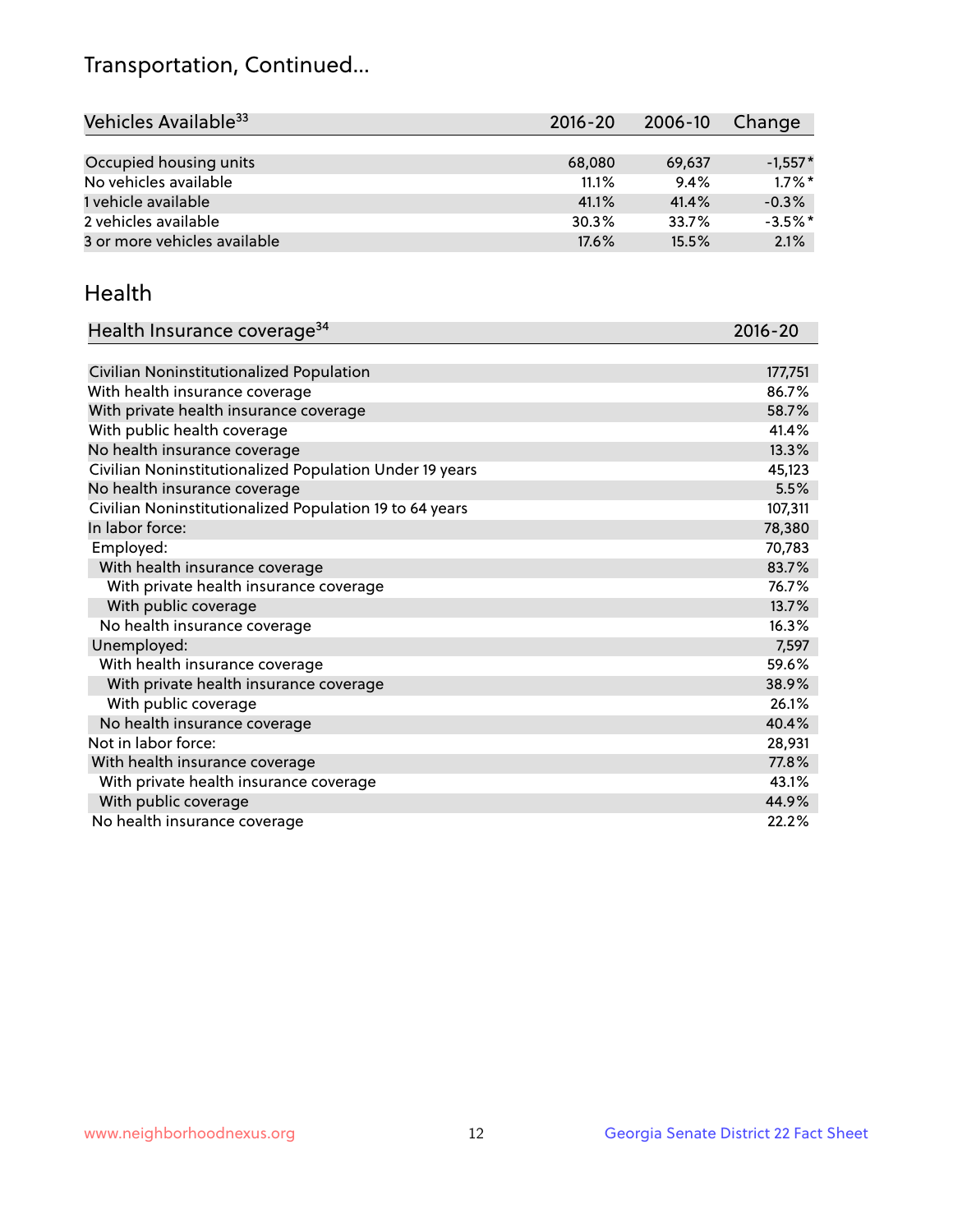# Transportation, Continued...

| Vehicles Available[33] | 2016-20 | 2006-10 | Change |
|---|---|---|---|
| Occupied housing units | 68,080 | 69,637 | -1,557* |
| No vehicles available | 11.1% | 9.4% | 1.7%* |
| 1 vehicle available | 41.1% | 41.4% | -0.3% |
| 2 vehicles available | 30.3% | 33.7% | -3.5%* |
| 3 or more vehicles available | 17.6% | 15.5% | 2.1% |

## Health

| Health Insurance coverage[34] | 2016-20 |
|---|---|
| Civilian Noninstitutionalized Population | 177,751 |
| With health insurance coverage | 86.7% |
| With private health insurance coverage | 58.7% |
| With public health coverage | 41.4% |
| No health insurance coverage | 13.3% |
| Civilian Noninstitutionalized Population Under 19 years | 45,123 |
| No health insurance coverage | 5.5% |
| Civilian Noninstitutionalized Population 19 to 64 years | 107,311 |
| In labor force: | 78,380 |
| Employed: | 70,783 |
| With health insurance coverage | 83.7% |
| With private health insurance coverage | 76.7% |
| With public coverage | 13.7% |
| No health insurance coverage | 16.3% |
| Unemployed: | 7,597 |
| With health insurance coverage | 59.6% |
| With private health insurance coverage | 38.9% |
| With public coverage | 26.1% |
| No health insurance coverage | 40.4% |
| Not in labor force: | 28,931 |
| With health insurance coverage | 77.8% |
| With private health insurance coverage | 43.1% |
| With public coverage | 44.9% |
| No health insurance coverage | 22.2% |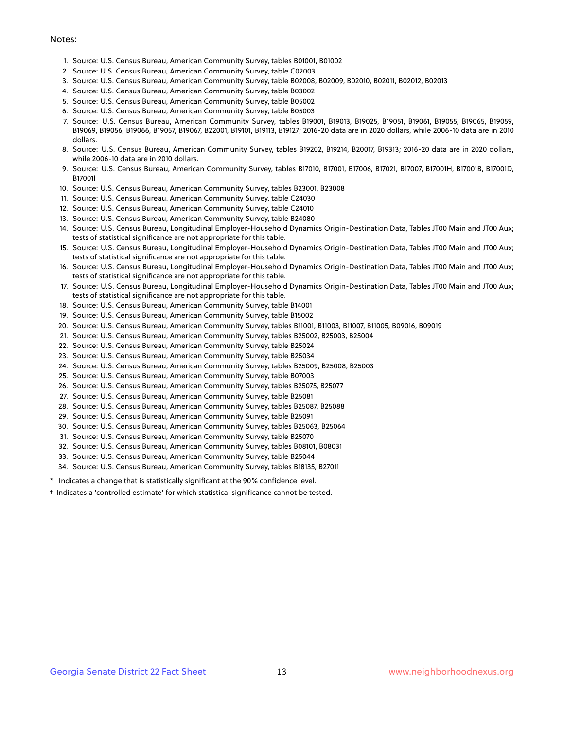Notes:

1. Source: U.S. Census Bureau, American Community Survey, tables B01001, B01002
2. Source: U.S. Census Bureau, American Community Survey, table C02003
3. Source: U.S. Census Bureau, American Community Survey, table B02008, B02009, B02010, B02011, B02012, B02013
4. Source: U.S. Census Bureau, American Community Survey, table B03002
5. Source: U.S. Census Bureau, American Community Survey, table B05002
6. Source: U.S. Census Bureau, American Community Survey, table B05003
7. Source: U.S. Census Bureau, American Community Survey, tables B19001, B19013, B19025, B19051, B19061, B19055, B19065, B19059, B19069, B19056, B19066, B19057, B19067, B22001, B19101, B19113, B19127; 2016-20 data are in 2020 dollars, while 2006-10 data are in 2010 dollars.
8. Source: U.S. Census Bureau, American Community Survey, tables B19202, B19214, B20017, B19313; 2016-20 data are in 2020 dollars, while 2006-10 data are in 2010 dollars.
9. Source: U.S. Census Bureau, American Community Survey, tables B17010, B17001, B17006, B17021, B17007, B17001H, B17001B, B17001D, B17001I
10. Source: U.S. Census Bureau, American Community Survey, tables B23001, B23008
11. Source: U.S. Census Bureau, American Community Survey, table C24030
12. Source: U.S. Census Bureau, American Community Survey, table C24010
13. Source: U.S. Census Bureau, American Community Survey, table B24080
14. Source: U.S. Census Bureau, Longitudinal Employer-Household Dynamics Origin-Destination Data, Tables JT00 Main and JT00 Aux; tests of statistical significance are not appropriate for this table.
15. Source: U.S. Census Bureau, Longitudinal Employer-Household Dynamics Origin-Destination Data, Tables JT00 Main and JT00 Aux; tests of statistical significance are not appropriate for this table.
16. Source: U.S. Census Bureau, Longitudinal Employer-Household Dynamics Origin-Destination Data, Tables JT00 Main and JT00 Aux; tests of statistical significance are not appropriate for this table.
17. Source: U.S. Census Bureau, Longitudinal Employer-Household Dynamics Origin-Destination Data, Tables JT00 Main and JT00 Aux; tests of statistical significance are not appropriate for this table.
18. Source: U.S. Census Bureau, American Community Survey, table B14001
19. Source: U.S. Census Bureau, American Community Survey, table B15002
20. Source: U.S. Census Bureau, American Community Survey, tables B11001, B11003, B11007, B11005, B09016, B09019
21. Source: U.S. Census Bureau, American Community Survey, tables B25002, B25003, B25004
22. Source: U.S. Census Bureau, American Community Survey, table B25024
23. Source: U.S. Census Bureau, American Community Survey, table B25034
24. Source: U.S. Census Bureau, American Community Survey, tables B25009, B25008, B25003
25. Source: U.S. Census Bureau, American Community Survey, table B07003
26. Source: U.S. Census Bureau, American Community Survey, tables B25075, B25077
27. Source: U.S. Census Bureau, American Community Survey, table B25081
28. Source: U.S. Census Bureau, American Community Survey, tables B25087, B25088
29. Source: U.S. Census Bureau, American Community Survey, table B25091
30. Source: U.S. Census Bureau, American Community Survey, tables B25063, B25064
31. Source: U.S. Census Bureau, American Community Survey, table B25070
32. Source: U.S. Census Bureau, American Community Survey, tables B08101, B08031
33. Source: U.S. Census Bureau, American Community Survey, table B25044
34. Source: U.S. Census Bureau, American Community Survey, tables B18135, B27011

\* Indicates a change that is statistically significant at the 90% confidence level.

† Indicates a 'controlled estimate' for which statistical significance cannot be tested.